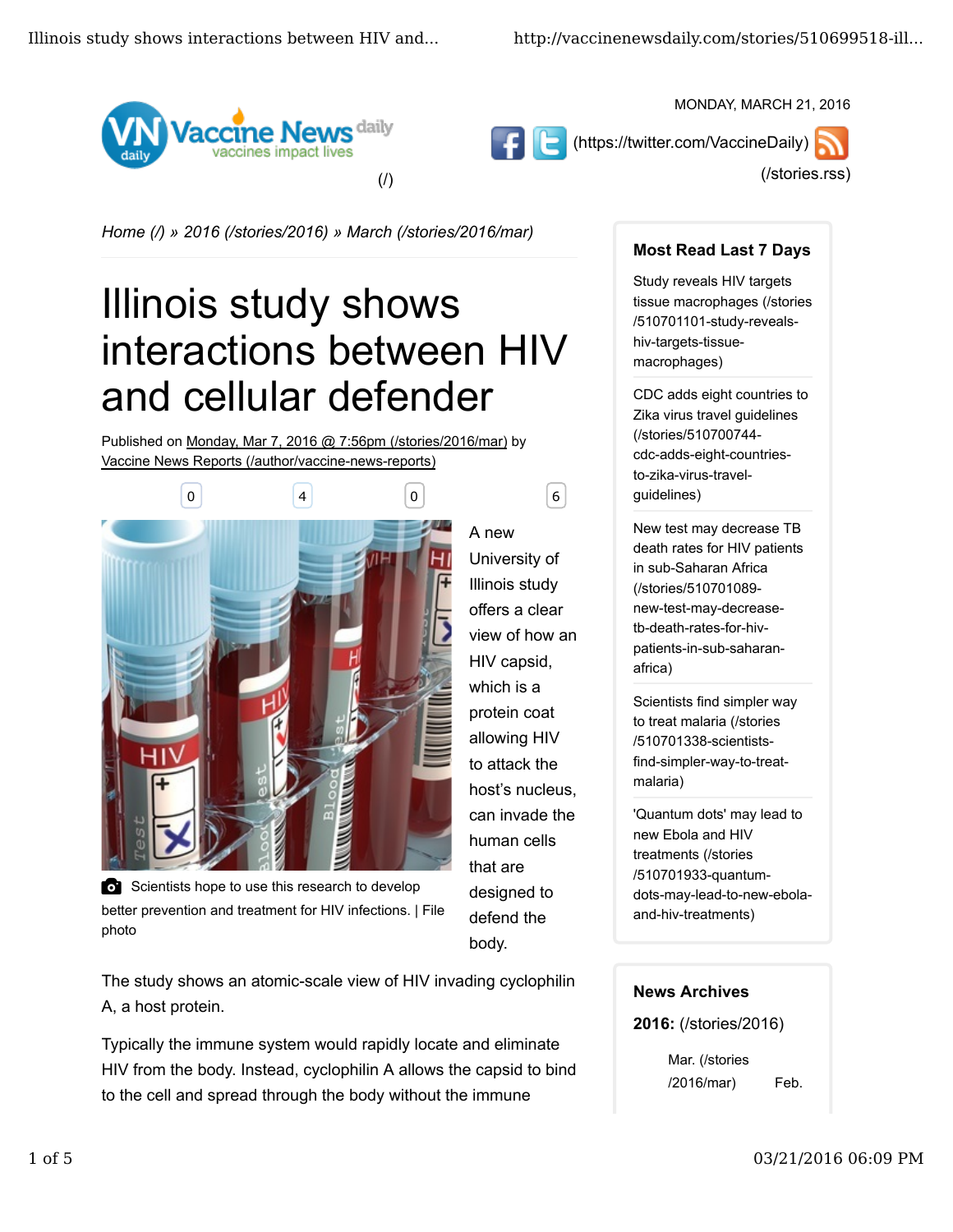MONDAY, MARCH 21, 2016

Vaccine News daily — vaccines impact lives (/)

(https://twitter.com/VaccineDaily) (/stories.rss)

*Home (/) » 2016 (/stories/2016) » March (/stories/2016/mar)*

# Illinois study shows interactions between HIV and cellular defender

Published on Monday, Mar 7, 2016 @ 7:56pm (/stories/2016/mar) by Vaccine News Reports (/author/vaccine-news-reports)

0 4 0 6

Scientists hope to use this research to develop better prevention and treatment for HIV infections. | File photo

A new University of Illinois study offers a clear view of how an HIV capsid, which is a protein coat allowing HIV to attack the host's nucleus, can invade the human cells that are designed to defend the body.

The study shows an atomic-scale view of HIV invading cyclophilin A, a host protein.

Typically the immune system would rapidly locate and eliminate HIV from the body. Instead, cyclophilin A allows the capsid to bind to the cell and spread through the body without the immune

## Most Read Last 7 Days

- Study reveals HIV targets tissue macrophages (/stories/510701101-study-reveals-hiv-targets-tissue-macrophages)
- CDC adds eight countries to Zika virus travel guidelines (/stories/510700744-cdc-adds-eight-countries-to-zika-virus-travel-guidelines)
- New test may decrease TB death rates for HIV patients in sub-Saharan Africa (/stories/510701089-new-test-may-decrease-tb-death-rates-for-hiv-patients-in-sub-saharan-africa)
- Scientists find simpler way to treat malaria (/stories/510701338-scientists-find-simpler-way-to-treat-malaria)
- 'Quantum dots' may lead to new Ebola and HIV treatments (/stories/510701933-quantum-dots-may-lead-to-new-ebola-and-hiv-treatments)

## News Archives

**2016:** (/stories/2016)

Mar. (/stories/2016/mar) Feb.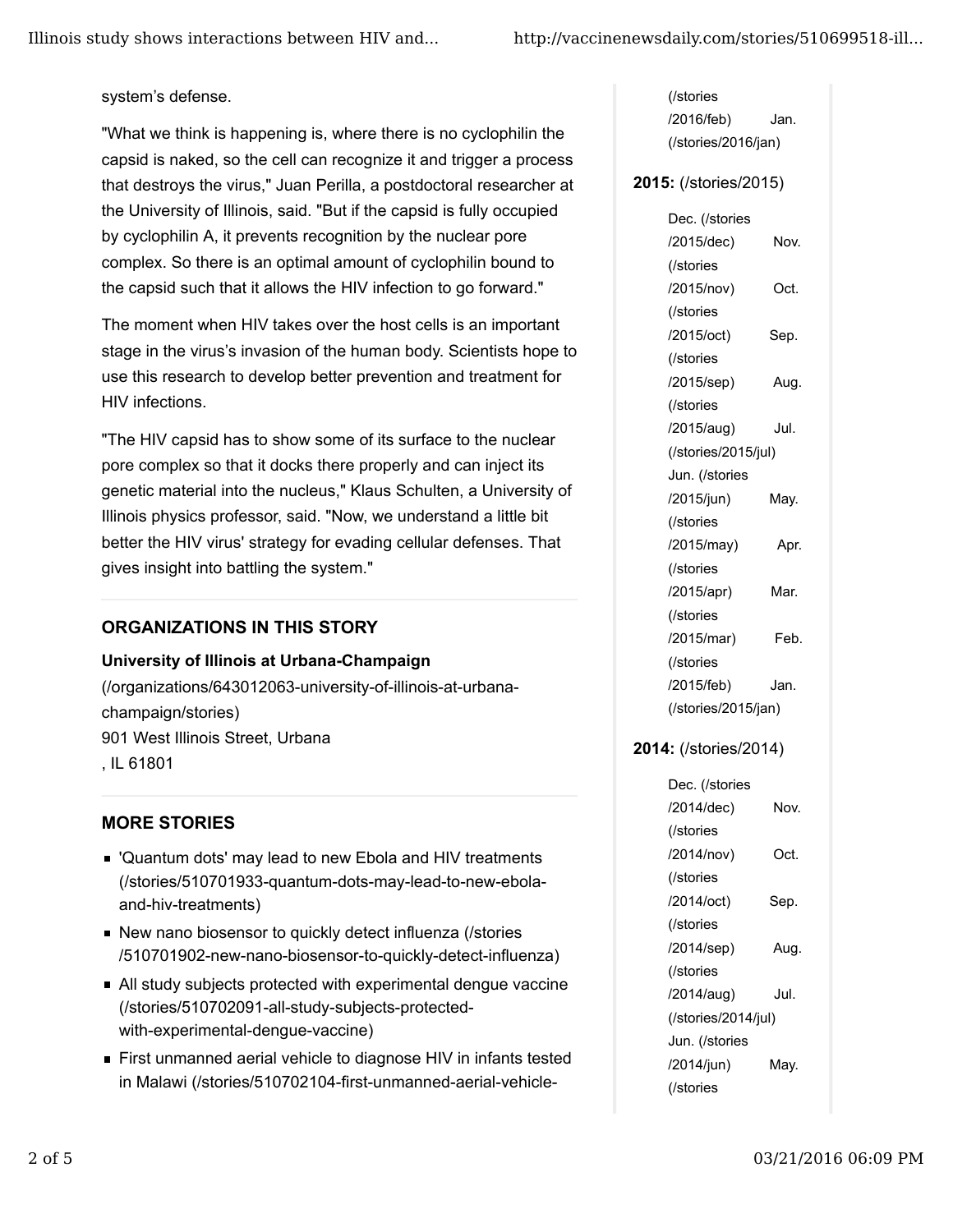system's defense.

"What we think is happening is, where there is no cyclophilin the capsid is naked, so the cell can recognize it and trigger a process that destroys the virus," Juan Perilla, a postdoctoral researcher at the University of Illinois, said. "But if the capsid is fully occupied by cyclophilin A, it prevents recognition by the nuclear pore complex. So there is an optimal amount of cyclophilin bound to the capsid such that it allows the HIV infection to go forward."

The moment when HIV takes over the host cells is an important stage in the virus's invasion of the human body. Scientists hope to use this research to develop better prevention and treatment for HIV infections.

"The HIV capsid has to show some of its surface to the nuclear pore complex so that it docks there properly and can inject its genetic material into the nucleus," Klaus Schulten, a University of Illinois physics professor, said. "Now, we understand a little bit better the HIV virus' strategy for evading cellular defenses. That gives insight into battling the system."

## ORGANIZATIONS IN THIS STORY

**University of Illinois at Urbana-Champaign** (/organizations/643012063-university-of-illinois-at-urbana-champaign/stories)
901 West Illinois Street, Urbana
, IL 61801

## MORE STORIES

- 'Quantum dots' may lead to new Ebola and HIV treatments (/stories/510701933-quantum-dots-may-lead-to-new-ebola-and-hiv-treatments)
- New nano biosensor to quickly detect influenza (/stories/510701902-new-nano-biosensor-to-quickly-detect-influenza)
- All study subjects protected with experimental dengue vaccine (/stories/510702091-all-study-subjects-protected-with-experimental-dengue-vaccine)
- First unmanned aerial vehicle to diagnose HIV in infants tested in Malawi (/stories/510702104-first-unmanned-aerial-vehicle-

(/stories/2016/feb) Jan. (/stories/2016/jan)

**2015:** (/stories/2015)

Dec. (/stories/2015/dec) Nov. (/stories/2015/nov) Oct. (/stories/2015/oct) Sep. (/stories/2015/sep) Aug. (/stories/2015/aug) Jul. (/stories/2015/jul) Jun. (/stories/2015/jun) May. (/stories/2015/may) Apr. (/stories/2015/apr) Mar. (/stories/2015/mar) Feb. (/stories/2015/feb) Jan. (/stories/2015/jan)

**2014:** (/stories/2014)

Dec. (/stories/2014/dec) Nov. (/stories/2014/nov) Oct. (/stories/2014/oct) Sep. (/stories/2014/sep) Aug. (/stories/2014/aug) Jul. (/stories/2014/jul) Jun. (/stories/2014/jun) May. (/stories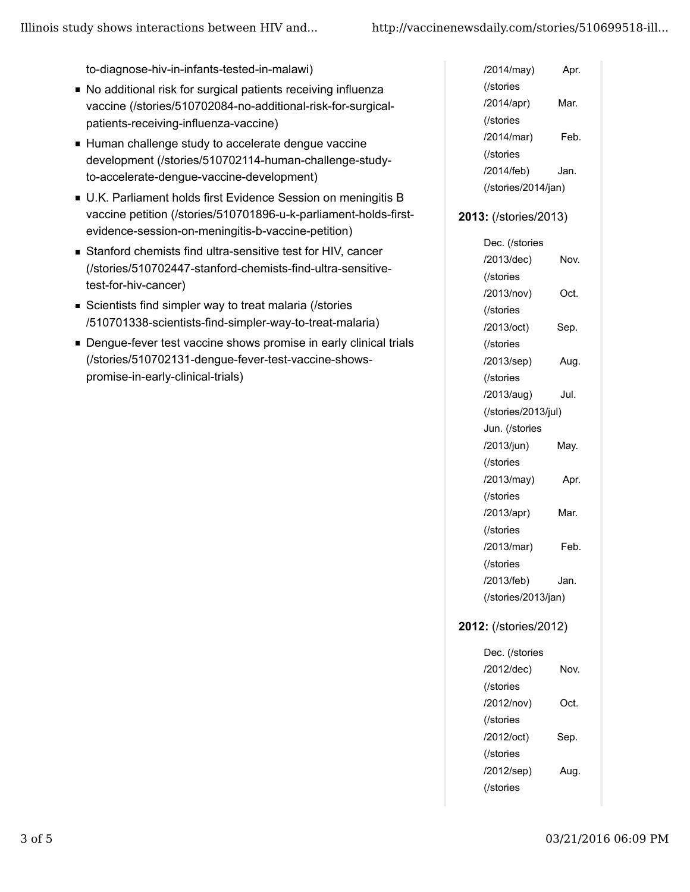to-diagnose-hiv-in-infants-tested-in-malawi)

- No additional risk for surgical patients receiving influenza vaccine (/stories/510702084-no-additional-risk-for-surgical-patients-receiving-influenza-vaccine)
- Human challenge study to accelerate dengue vaccine development (/stories/510702114-human-challenge-study-to-accelerate-dengue-vaccine-development)
- U.K. Parliament holds first Evidence Session on meningitis B vaccine petition (/stories/510701896-u-k-parliament-holds-first-evidence-session-on-meningitis-b-vaccine-petition)
- Stanford chemists find ultra-sensitive test for HIV, cancer (/stories/510702447-stanford-chemists-find-ultra-sensitive-test-for-hiv-cancer)
- Scientists find simpler way to treat malaria (/stories/510701338-scientists-find-simpler-way-to-treat-malaria)
- Dengue-fever test vaccine shows promise in early clinical trials (/stories/510702131-dengue-fever-test-vaccine-shows-promise-in-early-clinical-trials)

/2014/may) Apr. (/stories/2014/apr) Mar. (/stories/2014/mar) Feb. (/stories/2014/feb) Jan. (/stories/2014/jan)

**2013:** (/stories/2013)

Dec. (/stories/2013/dec) Nov. (/stories/2013/nov) Oct. (/stories/2013/oct) Sep. (/stories/2013/sep) Aug. (/stories/2013/aug) Jul. (/stories/2013/jul) Jun. (/stories/2013/jun) May. (/stories/2013/may) Apr. (/stories/2013/apr) Mar. (/stories/2013/mar) Feb. (/stories/2013/feb) Jan. (/stories/2013/jan)

**2012:** (/stories/2012)

Dec. (/stories/2012/dec) Nov. (/stories/2012/nov) Oct. (/stories/2012/oct) Sep. (/stories/2012/sep) Aug. (/stories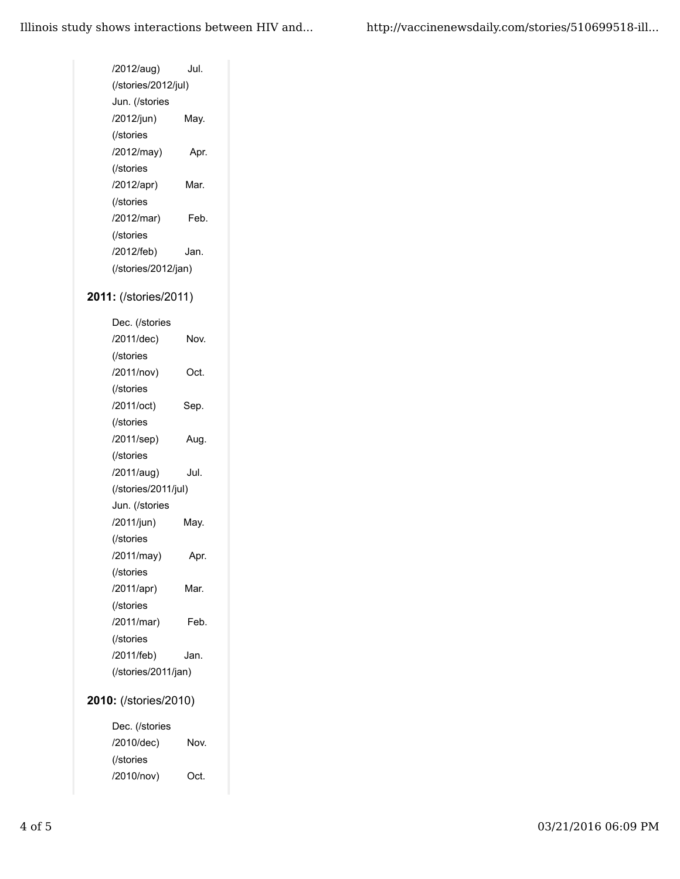/2012/aug) Jul. (/stories/2012/jul) Jun. (/stories/2012/jun) May. (/stories/2012/may) Apr. (/stories/2012/apr) Mar. (/stories/2012/mar) Feb. (/stories/2012/feb) Jan. (/stories/2012/jan)

**2011:** (/stories/2011)

Dec. (/stories/2011/dec) Nov. (/stories/2011/nov) Oct. (/stories/2011/oct) Sep. (/stories/2011/sep) Aug. (/stories/2011/aug) Jul. (/stories/2011/jul) Jun. (/stories/2011/jun) May. (/stories/2011/may) Apr. (/stories/2011/apr) Mar. (/stories/2011/mar) Feb. (/stories/2011/feb) Jan. (/stories/2011/jan)

**2010:** (/stories/2010)

Dec. (/stories/2010/dec) Nov. (/stories/2010/nov) Oct.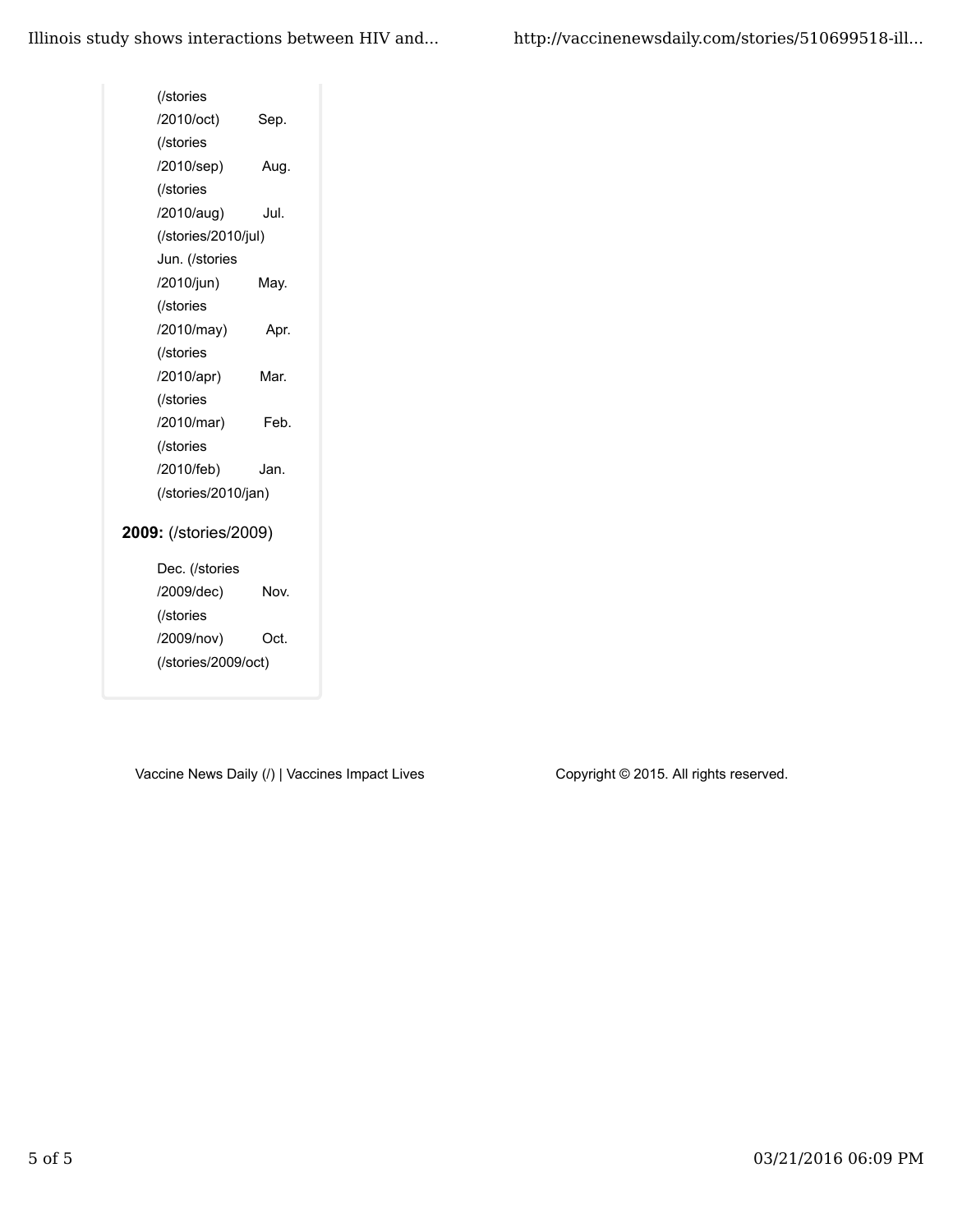(/stories/2010/oct) Sep. (/stories/2010/sep) Aug. (/stories/2010/aug) Jul. (/stories/2010/jul) Jun. (/stories/2010/jun) May. (/stories/2010/may) Apr. (/stories/2010/apr) Mar. (/stories/2010/mar) Feb. (/stories/2010/feb) Jan. (/stories/2010/jan)

**2009:** (/stories/2009)

Dec. (/stories/2009/dec) Nov. (/stories/2009/nov) Oct. (/stories/2009/oct)

Vaccine News Daily (/) | Vaccines Impact Lives

Copyright © 2015. All rights reserved.